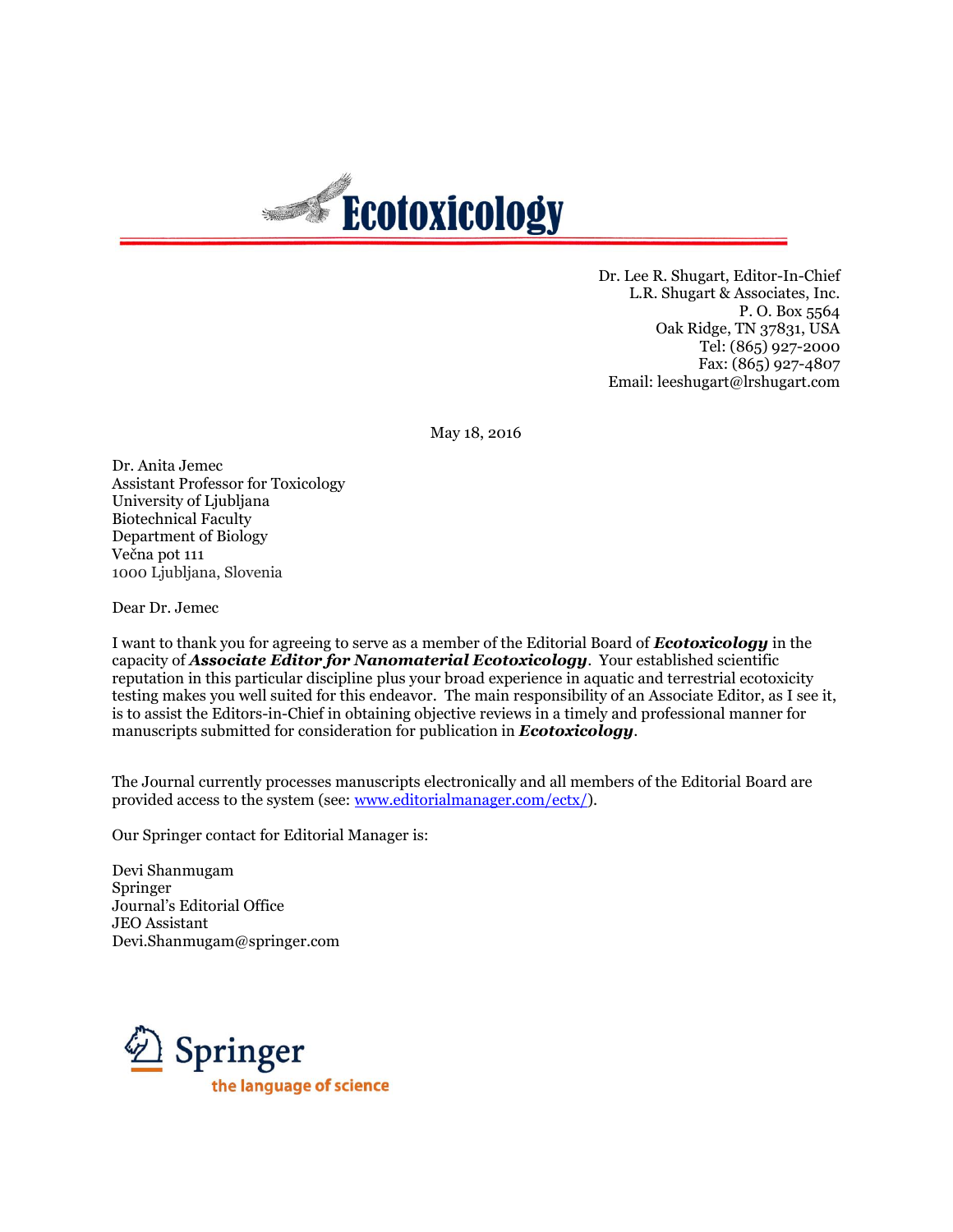# Ecotoxicology

Dr. Lee R. Shugart, Editor-In-Chief
L.R. Shugart & Associates, Inc.
P. O. Box 5564
Oak Ridge, TN 37831, USA
Tel: (865) 927-2000
Fax: (865) 927-4807
Email: leeshugart@lrshugart.com

May 18, 2016

Dr. Anita Jemec
Assistant Professor for Toxicology
University of Ljubljana
Biotechnical Faculty
Department of Biology
Večna pot 111
1000 Ljubljana, Slovenia

Dear Dr. Jemec

I want to thank you for agreeing to serve as a member of the Editorial Board of ***Ecotoxicology*** in the capacity of ***Associate Editor for Nanomaterial Ecotoxicology***. Your established scientific reputation in this particular discipline plus your broad experience in aquatic and terrestrial ecotoxicity testing makes you well suited for this endeavor. The main responsibility of an Associate Editor, as I see it, is to assist the Editors-in-Chief in obtaining objective reviews in a timely and professional manner for manuscripts submitted for consideration for publication in ***Ecotoxicology***.

The Journal currently processes manuscripts electronically and all members of the Editorial Board are provided access to the system (see: [www.editorialmanager.com/ectx/](www.editorialmanager.com/ectx/)).

Our Springer contact for Editorial Manager is:

Devi Shanmugam
Springer
Journal's Editorial Office
JEO Assistant
Devi.Shanmugam@springer.com

Springer
the language of science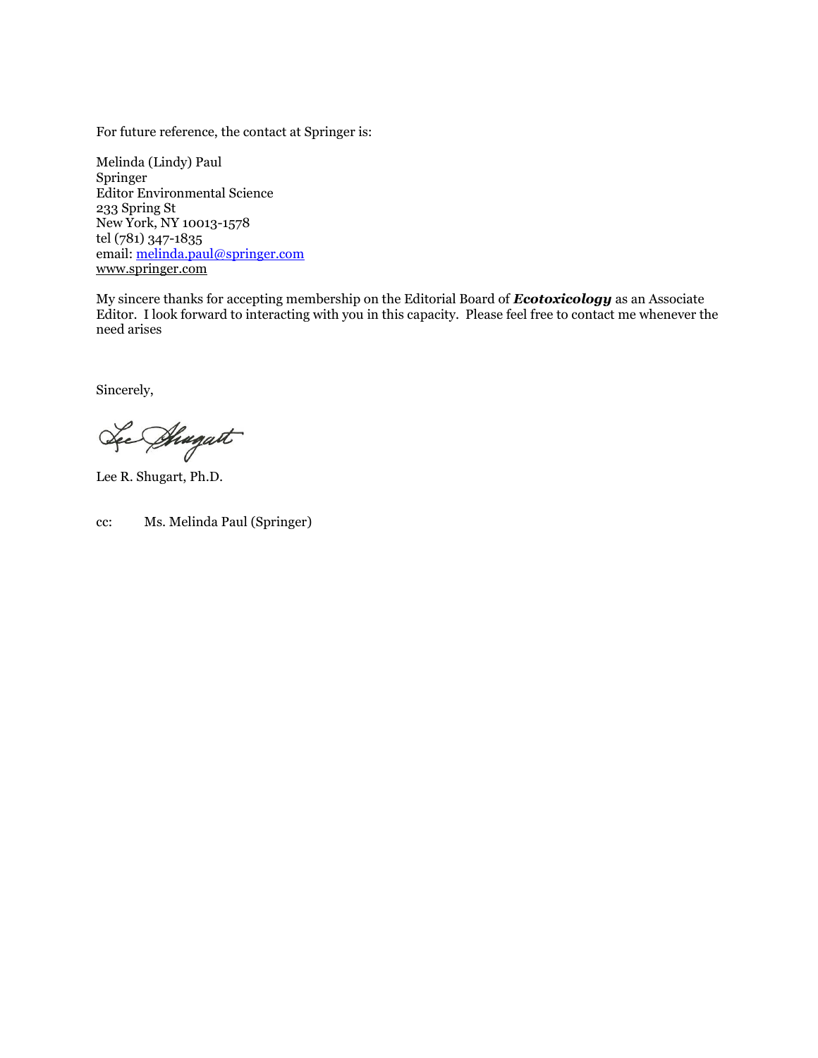For future reference, the contact at Springer is:

Melinda (Lindy) Paul
Springer
Editor Environmental Science
233 Spring St
New York, NY 10013-1578
tel (781) 347-1835
email: melinda.paul@springer.com
www.springer.com

My sincere thanks for accepting membership on the Editorial Board of ***Ecotoxicology*** as an Associate Editor. I look forward to interacting with you in this capacity. Please feel free to contact me whenever the need arises

Sincerely,

Lee R. Shugart, Ph.D.

cc: Ms. Melinda Paul (Springer)